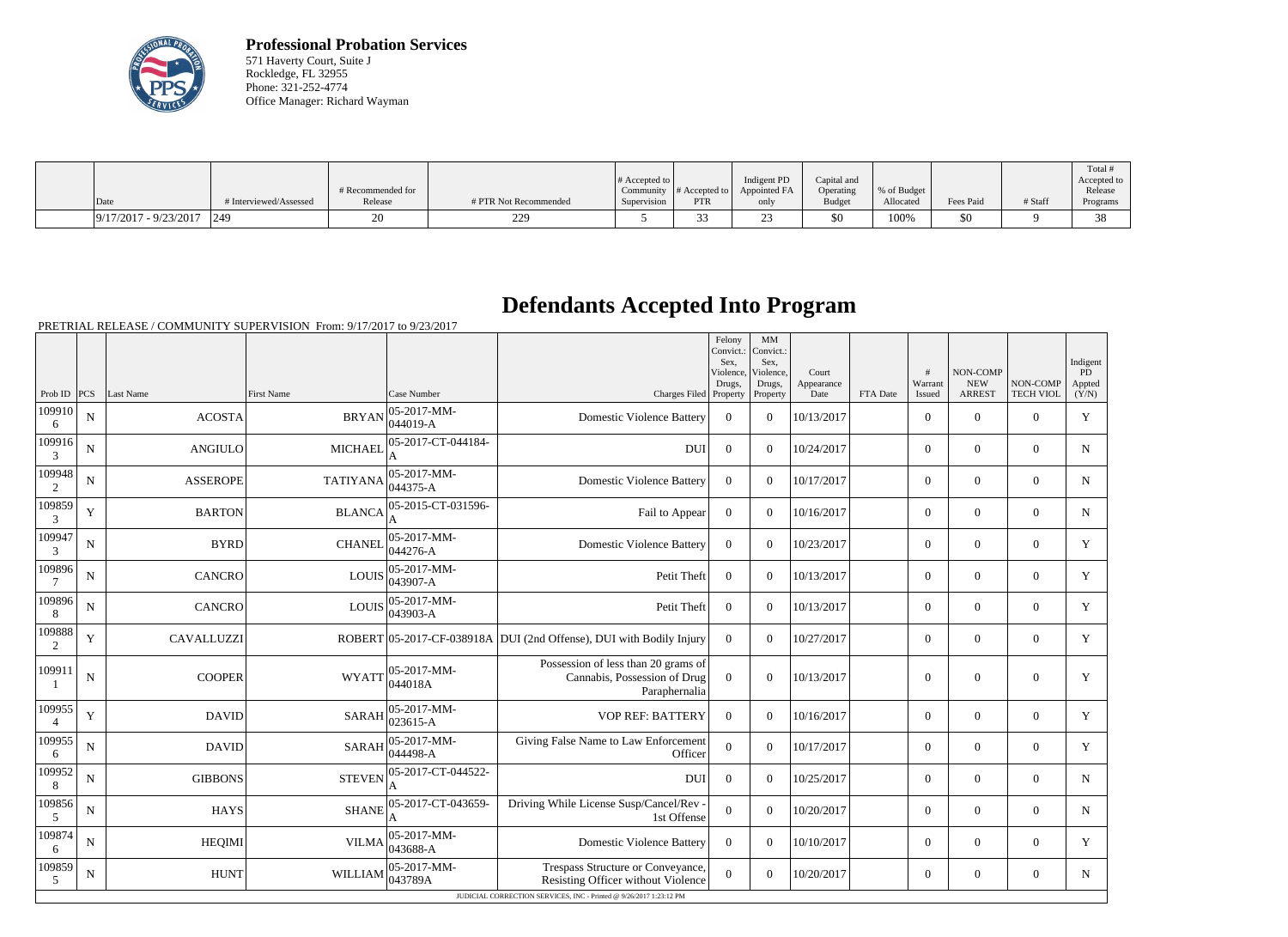**Professional Probation Services**
571 Haverty Court, Suite J
Rockledge, FL 32955
Phone: 321-252-4774
Office Manager: Richard Wayman

| Date | # Interviewed/Assessed | # Recommended for Release | # PTR Not Recommended | # Accepted to Community Supervision | # Accepted to PTR | Indigent PD Appointed FA only | Capital and Operating Budget | % of Budget Allocated | Fees Paid | # Staff | Total # Accepted to Release Programs |
|---|---|---|---|---|---|---|---|---|---|---|---|
| 9/17/2017 - 9/23/2017 | 249 | 20 | 229 | 5 | 33 | 23 | $0 | 100% | $0 | 9 | 38 |

# Defendants Accepted Into Program

PRETRIAL RELEASE / COMMUNITY SUPERVISION From: 9/17/2017 to 9/23/2017

| Prob ID | PCS | Last Name | First Name | Case Number | Charges Filed | Felony Convict.: Sex, Violence, Drugs, Property | MM Convict.: Sex, Violence, Drugs, Property | Court Appearance Date | FTA Date | # Warrant Issued | NON-COMP NEW ARREST | NON-COMP TECH VIOL | Indigent PD Appted (Y/N) |
|---|---|---|---|---|---|---|---|---|---|---|---|---|---|
| 1099106 | N | ACOSTA | BRYAN | 05-2017-MM-044019-A | Domestic Violence Battery | 0 | 0 | 10/13/2017 | | 0 | 0 | 0 | Y |
| 1099163 | N | ANGIULO | MICHAEL | 05-2017-CT-044184-A | DUI | 0 | 0 | 10/24/2017 | | 0 | 0 | 0 | N |
| 1099482 | N | ASSEROPE | TATIYANA | 05-2017-MM-044375-A | Domestic Violence Battery | 0 | 0 | 10/17/2017 | | 0 | 0 | 0 | N |
| 1098593 | Y | BARTON | BLANCA | 05-2015-CT-031596-A | Fail to Appear | 0 | 0 | 10/16/2017 | | 0 | 0 | 0 | N |
| 1099473 | N | BYRD | CHANEL | 05-2017-MM-044276-A | Domestic Violence Battery | 0 | 0 | 10/23/2017 | | 0 | 0 | 0 | Y |
| 1098967 | N | CANCRO | LOUIS | 05-2017-MM-043907-A | Petit Theft | 0 | 0 | 10/13/2017 | | 0 | 0 | 0 | Y |
| 1098968 | N | CANCRO | LOUIS | 05-2017-MM-043903-A | Petit Theft | 0 | 0 | 10/13/2017 | | 0 | 0 | 0 | Y |
| 1098882 | Y | CAVALLUZZI | ROBERT | 05-2017-CF-038918A | DUI (2nd Offense), DUI with Bodily Injury | 0 | 0 | 10/27/2017 | | 0 | 0 | 0 | Y |
| 1099111 | N | COOPER | WYATT | 05-2017-MM-044018A | Possession of less than 20 grams of Cannabis, Possession of Drug Paraphernalia | 0 | 0 | 10/13/2017 | | 0 | 0 | 0 | Y |
| 1099554 | Y | DAVID | SARAH | 05-2017-MM-023615-A | VOP REF: BATTERY | 0 | 0 | 10/16/2017 | | 0 | 0 | 0 | Y |
| 1099556 | N | DAVID | SARAH | 05-2017-MM-044498-A | Giving False Name to Law Enforcement Officer | 0 | 0 | 10/17/2017 | | 0 | 0 | 0 | Y |
| 1099528 | N | GIBBONS | STEVEN | 05-2017-CT-044522-A | DUI | 0 | 0 | 10/25/2017 | | 0 | 0 | 0 | N |
| 1098565 | N | HAYS | SHANE | 05-2017-CT-043659-A | Driving While License Susp/Cancel/Rev - 1st Offense | 0 | 0 | 10/20/2017 | | 0 | 0 | 0 | N |
| 1098746 | N | HEQIMI | VILMA | 05-2017-MM-043688-A | Domestic Violence Battery | 0 | 0 | 10/10/2017 | | 0 | 0 | 0 | Y |
| 1098595 | N | HUNT | WILLIAM | 05-2017-MM-043789A | Trespass Structure or Conveyance, Resisting Officer without Violence | 0 | 0 | 10/20/2017 | | 0 | 0 | 0 | N |

JUDICIAL CORRECTION SERVICES, INC - Printed @ 9/26/2017 1:23:12 PM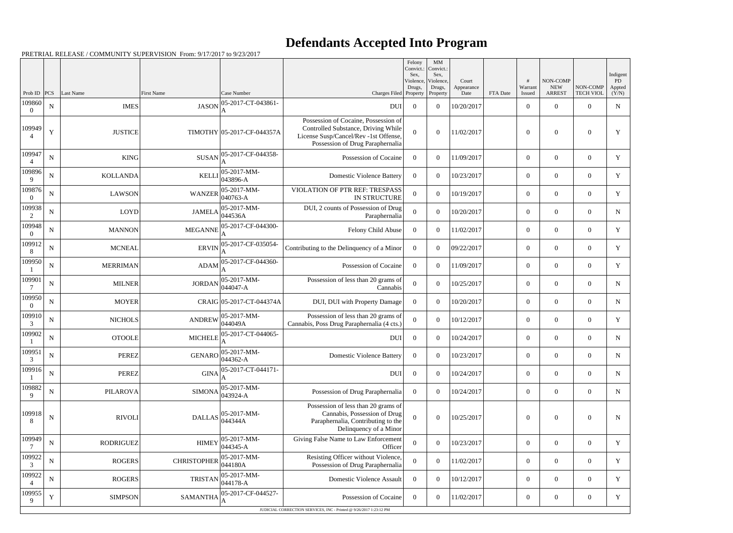# Defendants Accepted Into Program

PRETRIAL RELEASE / COMMUNITY SUPERVISION From: 9/17/2017 to 9/23/2017

| Prob ID | PCS | Last Name | First Name | Case Number | Charges Filed | Felony Convict.: Sex, Violence, Drugs, Property | MM Convict.: Sex, Violence, Drugs, Property | Court Appearance Date | FTA Date | # Warrant Issued | NON-COMP NEW ARREST | NON-COMP TECH VIOL | Indigent PD Appted (Y/N) |
|---|---|---|---|---|---|---|---|---|---|---|---|---|---|
| 1098600 | N | IMES | JASON | 05-2017-CT-043861-A | DUI | 0 | 0 | 10/20/2017 | | 0 | 0 | 0 | N |
| 1099494 | Y | JUSTICE | TIMOTHY | 05-2017-CF-044357A | Possession of Cocaine, Possession of Controlled Substance, Driving While License Susp/Cancel/Rev -1st Offense, Possession of Drug Paraphernalia | 0 | 0 | 11/02/2017 | | 0 | 0 | 0 | Y |
| 1099474 | N | KING | SUSAN | 05-2017-CF-044358-A | Possession of Cocaine | 0 | 0 | 11/09/2017 | | 0 | 0 | 0 | Y |
| 1098969 | N | KOLLANDA | KELLI | 05-2017-MM-043896-A | Domestic Violence Battery | 0 | 0 | 10/23/2017 | | 0 | 0 | 0 | Y |
| 1098760 | N | LAWSON | WANZER | 05-2017-MM-040763-A | VIOLATION OF PTR REF: TRESPASS IN STRUCTURE | 0 | 0 | 10/19/2017 | | 0 | 0 | 0 | Y |
| 1099382 | N | LOYD | JAMELA | 05-2017-MM-044536A | DUI, 2 counts of Possession of Drug Paraphernalia | 0 | 0 | 10/20/2017 | | 0 | 0 | 0 | N |
| 1099480 | N | MANNON | MEGANNE | 05-2017-CF-044300-A | Felony Child Abuse | 0 | 0 | 11/02/2017 | | 0 | 0 | 0 | Y |
| 1099128 | N | MCNEAL | ERVIN | 05-2017-CF-035054-A | Contributing to the Delinquency of a Minor | 0 | 0 | 09/22/2017 | | 0 | 0 | 0 | Y |
| 1099501 | N | MERRIMAN | ADAM | 05-2017-CF-044360-A | Possession of Cocaine | 0 | 0 | 11/09/2017 | | 0 | 0 | 0 | Y |
| 1099017 | N | MILNER | JORDAN | 05-2017-MM-044047-A | Possession of less than 20 grams of Cannabis | 0 | 0 | 10/25/2017 | | 0 | 0 | 0 | N |
| 1099500 | N | MOYER | CRAIG | 05-2017-CT-044374A | DUI, DUI with Property Damage | 0 | 0 | 10/20/2017 | | 0 | 0 | 0 | N |
| 1099103 | N | NICHOLS | ANDREW | 05-2017-MM-044049A | Possession of less than 20 grams of Cannabis, Poss Drug Paraphernalia (4 cts.) | 0 | 0 | 10/12/2017 | | 0 | 0 | 0 | Y |
| 1099021 | N | OTOOLE | MICHELE | 05-2017-CT-044065-A | DUI | 0 | 0 | 10/24/2017 | | 0 | 0 | 0 | N |
| 1099513 | N | PEREZ | GENARO | 05-2017-MM-044362-A | Domestic Violence Battery | 0 | 0 | 10/23/2017 | | 0 | 0 | 0 | N |
| 1099161 | N | PEREZ | GINA | 05-2017-CT-044171-A | DUI | 0 | 0 | 10/24/2017 | | 0 | 0 | 0 | N |
| 1098829 | N | PILAROVA | SIMONA | 05-2017-MM-043924-A | Possession of Drug Paraphernalia | 0 | 0 | 10/24/2017 | | 0 | 0 | 0 | N |
| 1099188 | N | RIVOLI | DALLAS | 05-2017-MM-044344A | Possession of less than 20 grams of Cannabis, Possession of Drug Paraphernalia, Contributing to the Delinquency of a Minor | 0 | 0 | 10/25/2017 | | 0 | 0 | 0 | N |
| 1099497 | N | RODRIGUEZ | HIMEY | 05-2017-MM-044345-A | Giving False Name to Law Enforcement Officer | 0 | 0 | 10/23/2017 | | 0 | 0 | 0 | Y |
| 1099223 | N | ROGERS | CHRISTOPHER | 05-2017-MM-044180A | Resisting Officer without Violence, Possession of Drug Paraphernalia | 0 | 0 | 11/02/2017 | | 0 | 0 | 0 | Y |
| 1099224 | N | ROGERS | TRISTAN | 05-2017-MM-044178-A | Domestic Violence Assault | 0 | 0 | 10/12/2017 | | 0 | 0 | 0 | Y |
| 1099559 | Y | SIMPSON | SAMANTHA | 05-2017-CF-044527-A | Possession of Cocaine | 0 | 0 | 11/02/2017 | | 0 | 0 | 0 | Y |

JUDICIAL CORRECTION SERVICES, INC - Printed @ 9/26/2017 1:23:12 PM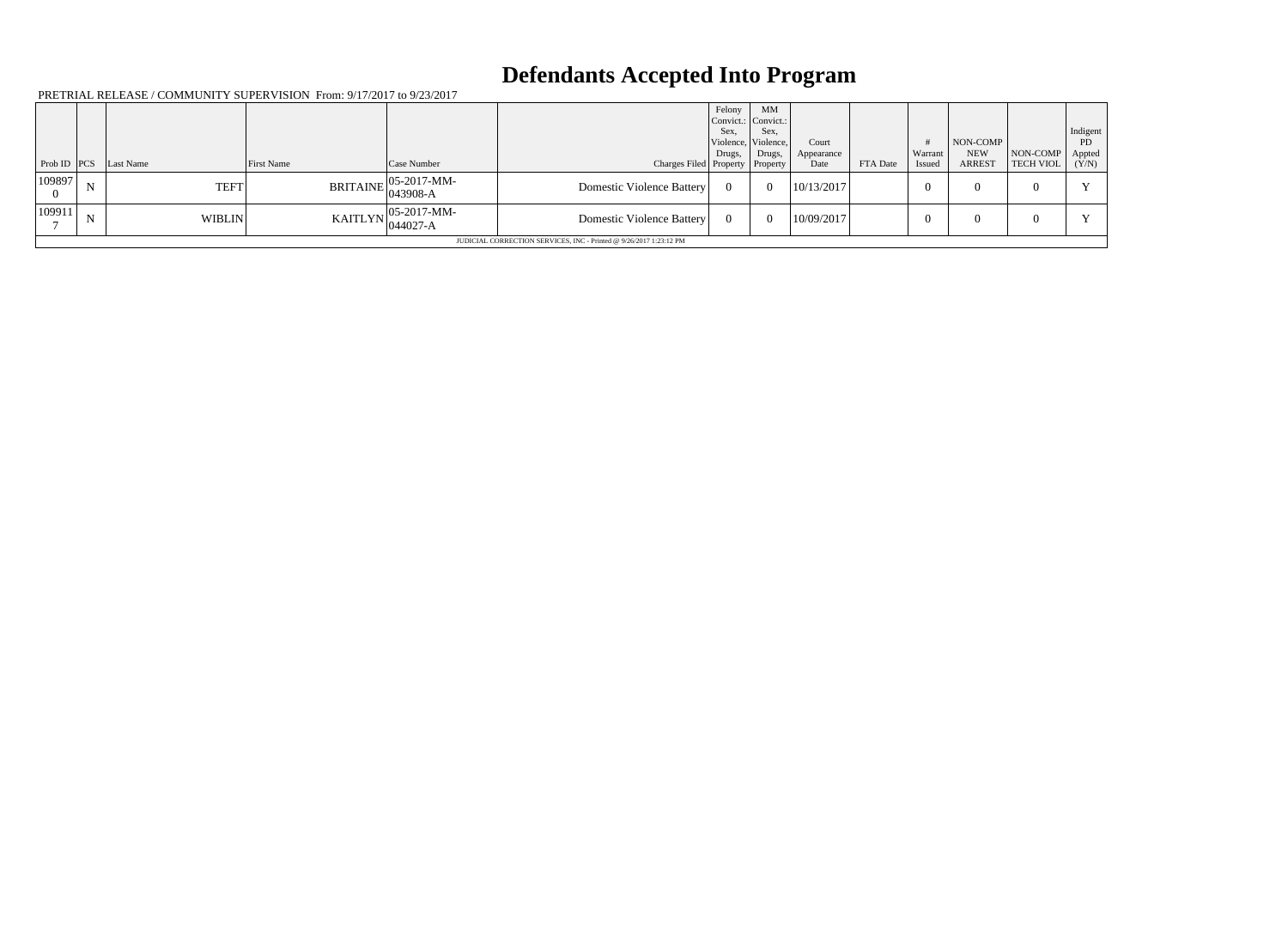# Defendants Accepted Into Program

PRETRIAL RELEASE / COMMUNITY SUPERVISION From: 9/17/2017 to 9/23/2017

| Prob ID | PCS | Last Name | First Name | Case Number | Charges Filed | Felony Convict.: Sex, Violence, Drugs, Property | MM Convict.: Sex, Violence, Drugs, Property | Court Appearance Date | FTA Date | # Warrant Issued | NON-COMP NEW ARREST | NON-COMP TECH VIOL | Indigent PD Appted (Y/N) |
|---|---|---|---|---|---|---|---|---|---|---|---|---|---|
| 1098970 | N | TEFT | BRITAINE | 05-2017-MM-043908-A | Domestic Violence Battery | 0 | 0 | 10/13/2017 | | 0 | 0 | 0 | Y |
| 1099117 | N | WIBLIN | KAITLYN | 05-2017-MM-044027-A | Domestic Violence Battery | 0 | 0 | 10/09/2017 | | 0 | 0 | 0 | Y |

JUDICIAL CORRECTION SERVICES, INC - Printed @ 9/26/2017 1:23:12 PM